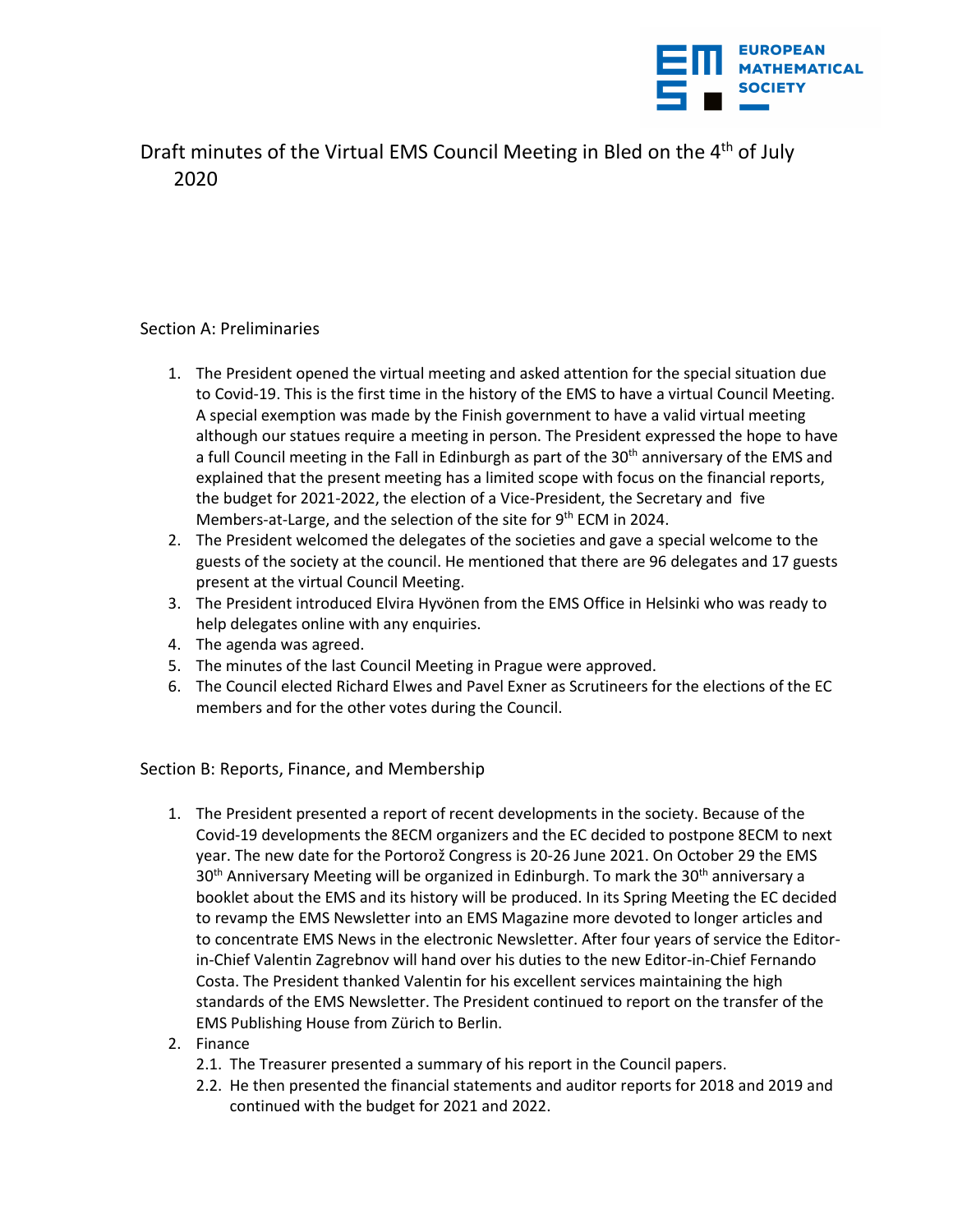# Draft minutes of the Virtual EMS Council Meeting in Bled on the 4th of July 2020

## Section A: Preliminaries

1. The President opened the virtual meeting and asked attention for the special situation due to Covid-19. This is the first time in the history of the EMS to have a virtual Council Meeting. A special exemption was made by the Finish government to have a valid virtual meeting although our statues require a meeting in person. The President expressed the hope to have a full Council meeting in the Fall in Edinburgh as part of the 30th anniversary of the EMS and explained that the present meeting has a limited scope with focus on the financial reports, the budget for 2021-2022, the election of a Vice-President, the Secretary and five Members-at-Large, and the selection of the site for 9th ECM in 2024.
2. The President welcomed the delegates of the societies and gave a special welcome to the guests of the society at the council. He mentioned that there are 96 delegates and 17 guests present at the virtual Council Meeting.
3. The President introduced Elvira Hyvönen from the EMS Office in Helsinki who was ready to help delegates online with any enquiries.
4. The agenda was agreed.
5. The minutes of the last Council Meeting in Prague were approved.
6. The Council elected Richard Elwes and Pavel Exner as Scrutineers for the elections of the EC members and for the other votes during the Council.

## Section B: Reports, Finance, and Membership

1. The President presented a report of recent developments in the society. Because of the Covid-19 developments the 8ECM organizers and the EC decided to postpone 8ECM to next year. The new date for the Portorož Congress is 20-26 June 2021. On October 29 the EMS 30th Anniversary Meeting will be organized in Edinburgh. To mark the 30th anniversary a booklet about the EMS and its history will be produced. In its Spring Meeting the EC decided to revamp the EMS Newsletter into an EMS Magazine more devoted to longer articles and to concentrate EMS News in the electronic Newsletter. After four years of service the Editor-in-Chief Valentin Zagrebnov will hand over his duties to the new Editor-in-Chief Fernando Costa. The President thanked Valentin for his excellent services maintaining the high standards of the EMS Newsletter. The President continued to report on the transfer of the EMS Publishing House from Zürich to Berlin.
2. Finance
   - 2.1. The Treasurer presented a summary of his report in the Council papers.
   - 2.2. He then presented the financial statements and auditor reports for 2018 and 2019 and continued with the budget for 2021 and 2022.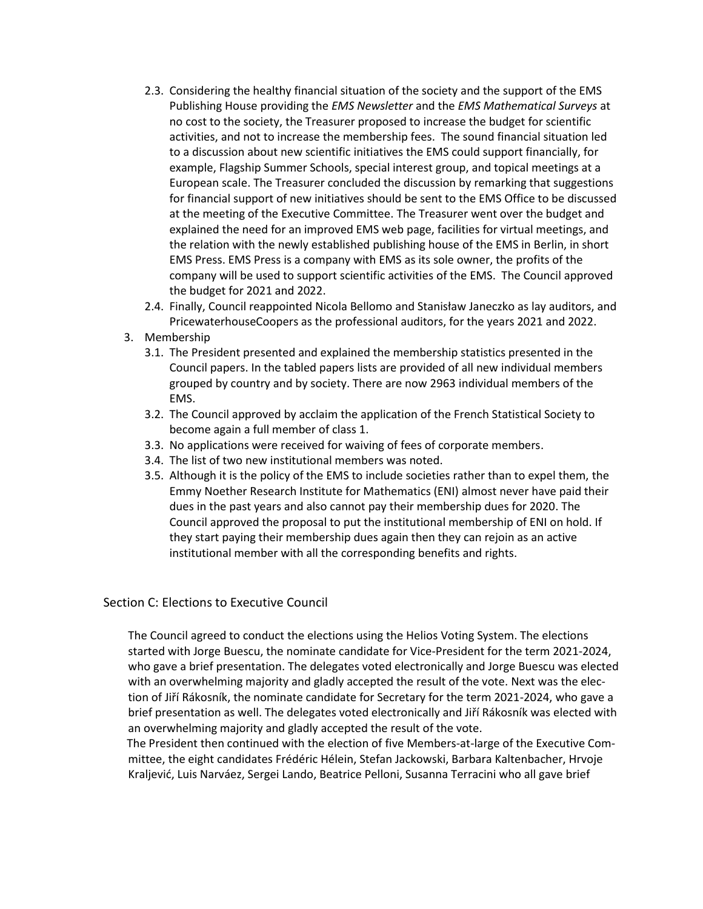2.3. Considering the healthy financial situation of the society and the support of the EMS Publishing House providing the *EMS Newsletter* and the *EMS Mathematical Surveys* at no cost to the society, the Treasurer proposed to increase the budget for scientific activities, and not to increase the membership fees. The sound financial situation led to a discussion about new scientific initiatives the EMS could support financially, for example, Flagship Summer Schools, special interest group, and topical meetings at a European scale. The Treasurer concluded the discussion by remarking that suggestions for financial support of new initiatives should be sent to the EMS Office to be discussed at the meeting of the Executive Committee. The Treasurer went over the budget and explained the need for an improved EMS web page, facilities for virtual meetings, and the relation with the newly established publishing house of the EMS in Berlin, in short EMS Press. EMS Press is a company with EMS as its sole owner, the profits of the company will be used to support scientific activities of the EMS. The Council approved the budget for 2021 and 2022.

2.4. Finally, Council reappointed Nicola Bellomo and Stanisław Janeczko as lay auditors, and PricewaterhouseCoopers as the professional auditors, for the years 2021 and 2022.

3. Membership

3.1. The President presented and explained the membership statistics presented in the Council papers. In the tabled papers lists are provided of all new individual members grouped by country and by society. There are now 2963 individual members of the EMS.

3.2. The Council approved by acclaim the application of the French Statistical Society to become again a full member of class 1.

3.3. No applications were received for waiving of fees of corporate members.

3.4. The list of two new institutional members was noted.

3.5. Although it is the policy of the EMS to include societies rather than to expel them, the Emmy Noether Research Institute for Mathematics (ENI) almost never have paid their dues in the past years and also cannot pay their membership dues for 2020. The Council approved the proposal to put the institutional membership of ENI on hold. If they start paying their membership dues again then they can rejoin as an active institutional member with all the corresponding benefits and rights.

## Section C: Elections to Executive Council

The Council agreed to conduct the elections using the Helios Voting System. The elections started with Jorge Buescu, the nominate candidate for Vice-President for the term 2021-2024, who gave a brief presentation. The delegates voted electronically and Jorge Buescu was elected with an overwhelming majority and gladly accepted the result of the vote. Next was the election of Jiří Rákosník, the nominate candidate for Secretary for the term 2021-2024, who gave a brief presentation as well. The delegates voted electronically and Jiří Rákosník was elected with an overwhelming majority and gladly accepted the result of the vote.

The President then continued with the election of five Members-at-large of the Executive Committee, the eight candidates Frédéric Hélein, Stefan Jackowski, Barbara Kaltenbacher, Hrvoje Kraljević, Luis Narváez, Sergei Lando, Beatrice Pelloni, Susanna Terracini who all gave brief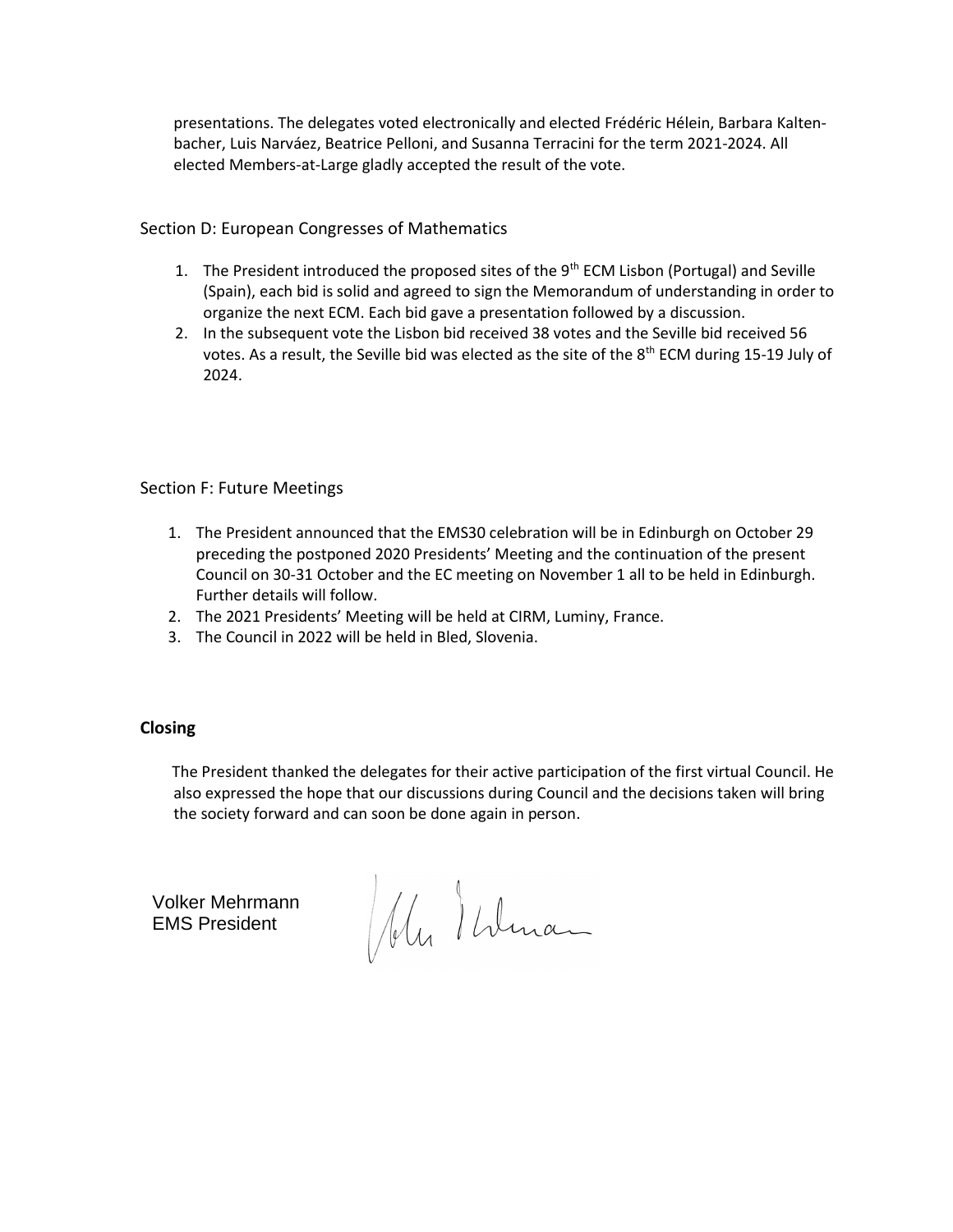presentations. The delegates voted electronically and elected Frédéric Hélein, Barbara Kaltenbacher, Luis Narváez, Beatrice Pelloni, and Susanna Terracini for the term 2021-2024. All elected Members-at-Large gladly accepted the result of the vote.

## Section D: European Congresses of Mathematics

1. The President introduced the proposed sites of the 9th ECM Lisbon (Portugal) and Seville (Spain), each bid is solid and agreed to sign the Memorandum of understanding in order to organize the next ECM. Each bid gave a presentation followed by a discussion.
2. In the subsequent vote the Lisbon bid received 38 votes and the Seville bid received 56 votes. As a result, the Seville bid was elected as the site of the 8th ECM during 15-19 July of 2024.

## Section F: Future Meetings

1. The President announced that the EMS30 celebration will be in Edinburgh on October 29 preceding the postponed 2020 Presidents' Meeting and the continuation of the present Council on 30-31 October and the EC meeting on November 1 all to be held in Edinburgh. Further details will follow.
2. The 2021 Presidents' Meeting will be held at CIRM, Luminy, France.
3. The Council in 2022 will be held in Bled, Slovenia.

## Closing

The President thanked the delegates for their active participation of the first virtual Council. He also expressed the hope that our discussions during Council and the decisions taken will bring the society forward and can soon be done again in person.

Volker Mehrmann
EMS President